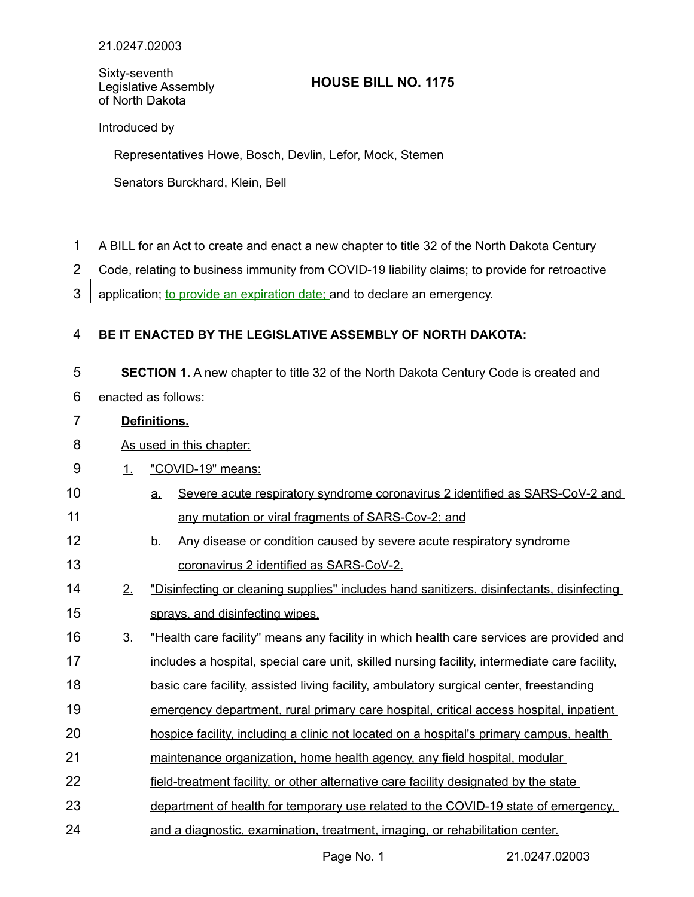21.0247.02003

Sixty-seventh Legislative Assembly of North Dakota

# HOUSE BILL NO. 1175

Introduced by

Representatives Howe, Bosch, Devlin, Lefor, Mock, Stemen

Senators Burckhard, Klein, Bell

A BILL for an Act to create and enact a new chapter to title 32 of the North Dakota Century Code, relating to business immunity from COVID-19 liability claims; to provide for retroactive application; to provide an expiration date; and to declare an emergency.

**BE IT ENACTED BY THE LEGISLATIVE ASSEMBLY OF NORTH DAKOTA:**

**SECTION 1.** A new chapter to title 32 of the North Dakota Century Code is created and enacted as follows:

**Definitions.**

As used in this chapter:

1. "COVID-19" means:
   a. Severe acute respiratory syndrome coronavirus 2 identified as SARS-CoV-2 and any mutation or viral fragments of SARS-Cov-2; and
   b. Any disease or condition caused by severe acute respiratory syndrome coronavirus 2 identified as SARS-CoV-2.
2. "Disinfecting or cleaning supplies" includes hand sanitizers, disinfectants, disinfecting sprays, and disinfecting wipes.
3. "Health care facility" means any facility in which health care services are provided and includes a hospital, special care unit, skilled nursing facility, intermediate care facility, basic care facility, assisted living facility, ambulatory surgical center, freestanding emergency department, rural primary care hospital, critical access hospital, inpatient hospice facility, including a clinic not located on a hospital's primary campus, health maintenance organization, home health agency, any field hospital, modular field-treatment facility, or other alternative care facility designated by the state department of health for temporary use related to the COVID-19 state of emergency, and a diagnostic, examination, treatment, imaging, or rehabilitation center.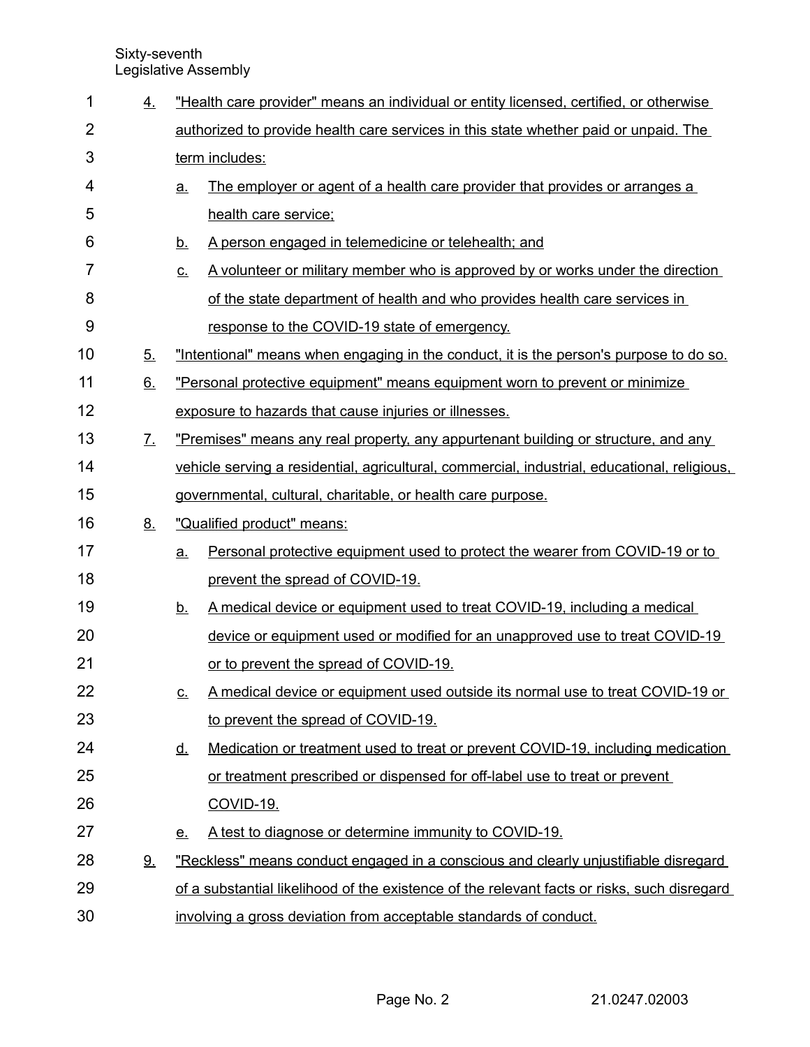4. "Health care provider" means an individual or entity licensed, certified, or otherwise authorized to provide health care services in this state whether paid or unpaid. The term includes:
   a. The employer or agent of a health care provider that provides or arranges a health care service;
   b. A person engaged in telemedicine or telehealth; and
   c. A volunteer or military member who is approved by or works under the direction of the state department of health and who provides health care services in response to the COVID-19 state of emergency.
5. "Intentional" means when engaging in the conduct, it is the person's purpose to do so.
6. "Personal protective equipment" means equipment worn to prevent or minimize exposure to hazards that cause injuries or illnesses.
7. "Premises" means any real property, any appurtenant building or structure, and any vehicle serving a residential, agricultural, commercial, industrial, educational, religious, governmental, cultural, charitable, or health care purpose.
8. "Qualified product" means:
   a. Personal protective equipment used to protect the wearer from COVID-19 or to prevent the spread of COVID-19.
   b. A medical device or equipment used to treat COVID-19, including a medical device or equipment used or modified for an unapproved use to treat COVID-19 or to prevent the spread of COVID-19.
   c. A medical device or equipment used outside its normal use to treat COVID-19 or to prevent the spread of COVID-19.
   d. Medication or treatment used to treat or prevent COVID-19, including medication or treatment prescribed or dispensed for off-label use to treat or prevent COVID-19.
   e. A test to diagnose or determine immunity to COVID-19.
9. "Reckless" means conduct engaged in a conscious and clearly unjustifiable disregard of a substantial likelihood of the existence of the relevant facts or risks, such disregard involving a gross deviation from acceptable standards of conduct.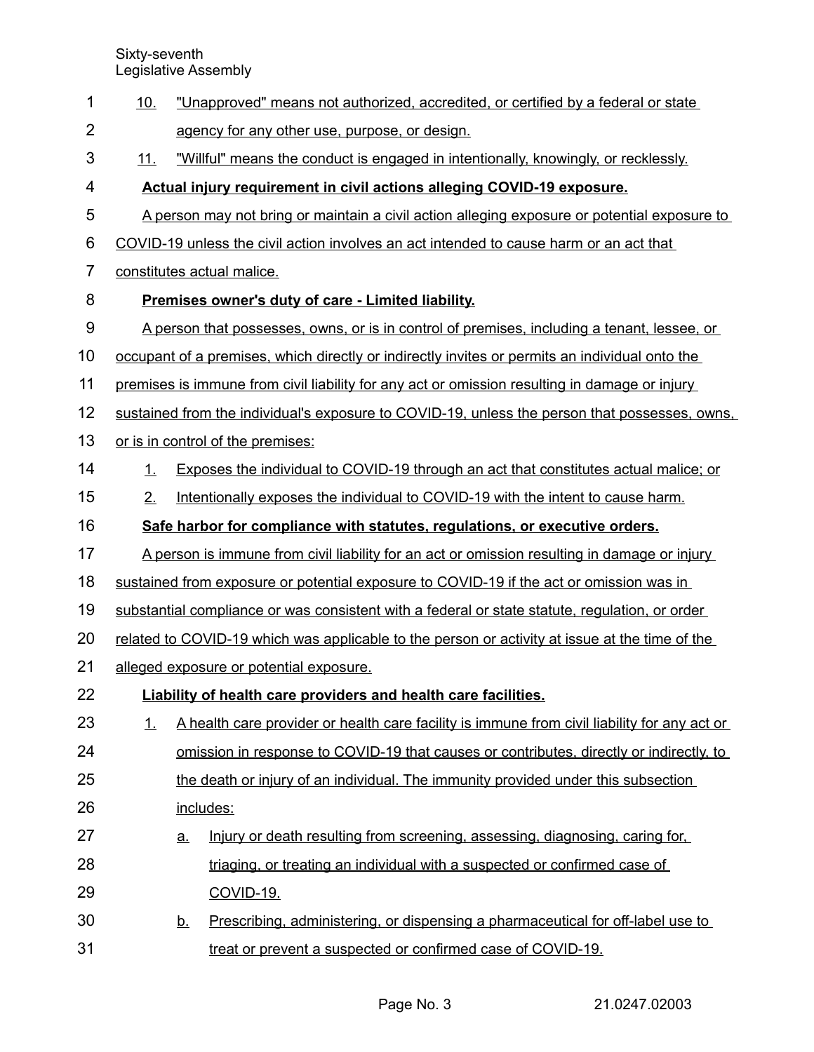10. "Unapproved" means not authorized, accredited, or certified by a federal or state agency for any other use, purpose, or design.
11. "Willful" means the conduct is engaged in intentionally, knowingly, or recklessly.

**Actual injury requirement in civil actions alleging COVID-19 exposure.**

A person may not bring or maintain a civil action alleging exposure or potential exposure to COVID-19 unless the civil action involves an act intended to cause harm or an act that constitutes actual malice.

**Premises owner's duty of care - Limited liability.**

A person that possesses, owns, or is in control of premises, including a tenant, lessee, or occupant of a premises, which directly or indirectly invites or permits an individual onto the premises is immune from civil liability for any act or omission resulting in damage or injury sustained from the individual's exposure to COVID-19, unless the person that possesses, owns, or is in control of the premises:

1. Exposes the individual to COVID-19 through an act that constitutes actual malice; or
2. Intentionally exposes the individual to COVID-19 with the intent to cause harm.

**Safe harbor for compliance with statutes, regulations, or executive orders.**

A person is immune from civil liability for an act or omission resulting in damage or injury sustained from exposure or potential exposure to COVID-19 if the act or omission was in substantial compliance or was consistent with a federal or state statute, regulation, or order related to COVID-19 which was applicable to the person or activity at issue at the time of the alleged exposure or potential exposure.

**Liability of health care providers and health care facilities.**

1. A health care provider or health care facility is immune from civil liability for any act or omission in response to COVID-19 that causes or contributes, directly or indirectly, to the death or injury of an individual. The immunity provided under this subsection includes:
   a. Injury or death resulting from screening, assessing, diagnosing, caring for, triaging, or treating an individual with a suspected or confirmed case of COVID-19.
   b. Prescribing, administering, or dispensing a pharmaceutical for off-label use to treat or prevent a suspected or confirmed case of COVID-19.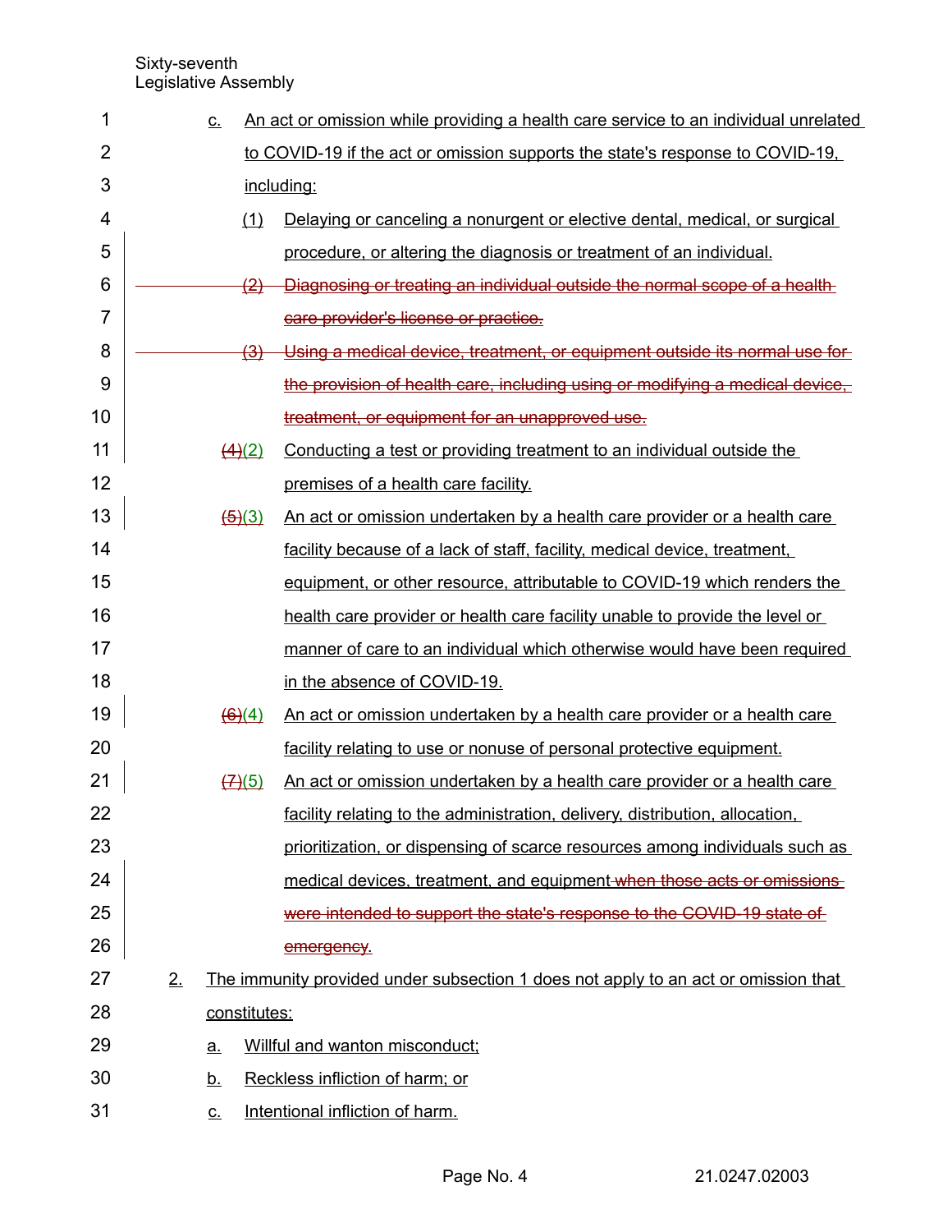c. An act or omission while providing a health care service to an individual unrelated to COVID-19 if the act or omission supports the state's response to COVID-19, including:

(1) Delaying or canceling a nonurgent or elective dental, medical, or surgical procedure, or altering the diagnosis or treatment of an individual.

~~(2) Diagnosing or treating an individual outside the normal scope of a health care provider's license or practice.~~

~~(3) Using a medical device, treatment, or equipment outside its normal use for the provision of health care, including using or modifying a medical device, treatment, or equipment for an unapproved use.~~

~~(4)~~(2) Conducting a test or providing treatment to an individual outside the premises of a health care facility.

~~(5)~~(3) An act or omission undertaken by a health care provider or a health care facility because of a lack of staff, facility, medical device, treatment, equipment, or other resource, attributable to COVID-19 which renders the health care provider or health care facility unable to provide the level or manner of care to an individual which otherwise would have been required in the absence of COVID-19.

~~(6)~~(4) An act or omission undertaken by a health care provider or a health care facility relating to use or nonuse of personal protective equipment.

~~(7)~~(5) An act or omission undertaken by a health care provider or a health care facility relating to the administration, delivery, distribution, allocation, prioritization, or dispensing of scarce resources among individuals such as medical devices, treatment, and equipment ~~when those acts or omissions were intended to support the state's response to the COVID-19 state of emergency~~.

2. The immunity provided under subsection 1 does not apply to an act or omission that constitutes:

a. Willful and wanton misconduct;

b. Reckless infliction of harm; or

c. Intentional infliction of harm.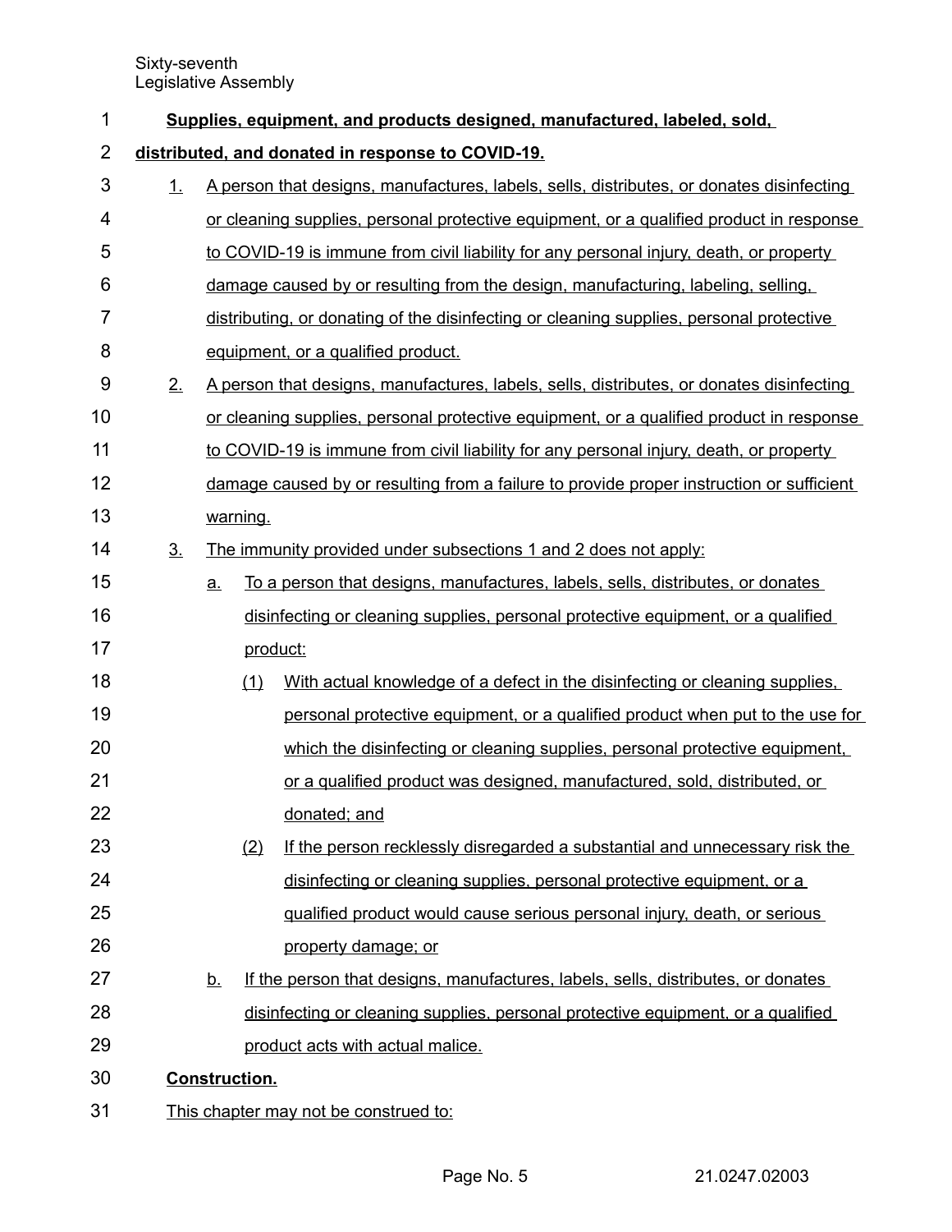**Supplies, equipment, and products designed, manufactured, labeled, sold, distributed, and donated in response to COVID-19.**

1. A person that designs, manufactures, labels, sells, distributes, or donates disinfecting or cleaning supplies, personal protective equipment, or a qualified product in response to COVID-19 is immune from civil liability for any personal injury, death, or property damage caused by or resulting from the design, manufacturing, labeling, selling, distributing, or donating of the disinfecting or cleaning supplies, personal protective equipment, or a qualified product.
2. A person that designs, manufactures, labels, sells, distributes, or donates disinfecting or cleaning supplies, personal protective equipment, or a qualified product in response to COVID-19 is immune from civil liability for any personal injury, death, or property damage caused by or resulting from a failure to provide proper instruction or sufficient warning.
3. The immunity provided under subsections 1 and 2 does not apply:
   a. To a person that designs, manufactures, labels, sells, distributes, or donates disinfecting or cleaning supplies, personal protective equipment, or a qualified product:
      (1) With actual knowledge of a defect in the disinfecting or cleaning supplies, personal protective equipment, or a qualified product when put to the use for which the disinfecting or cleaning supplies, personal protective equipment, or a qualified product was designed, manufactured, sold, distributed, or donated; and
      (2) If the person recklessly disregarded a substantial and unnecessary risk the disinfecting or cleaning supplies, personal protective equipment, or a qualified product would cause serious personal injury, death, or serious property damage; or
   b. If the person that designs, manufactures, labels, sells, distributes, or donates disinfecting or cleaning supplies, personal protective equipment, or a qualified product acts with actual malice.

**Construction.**

This chapter may not be construed to: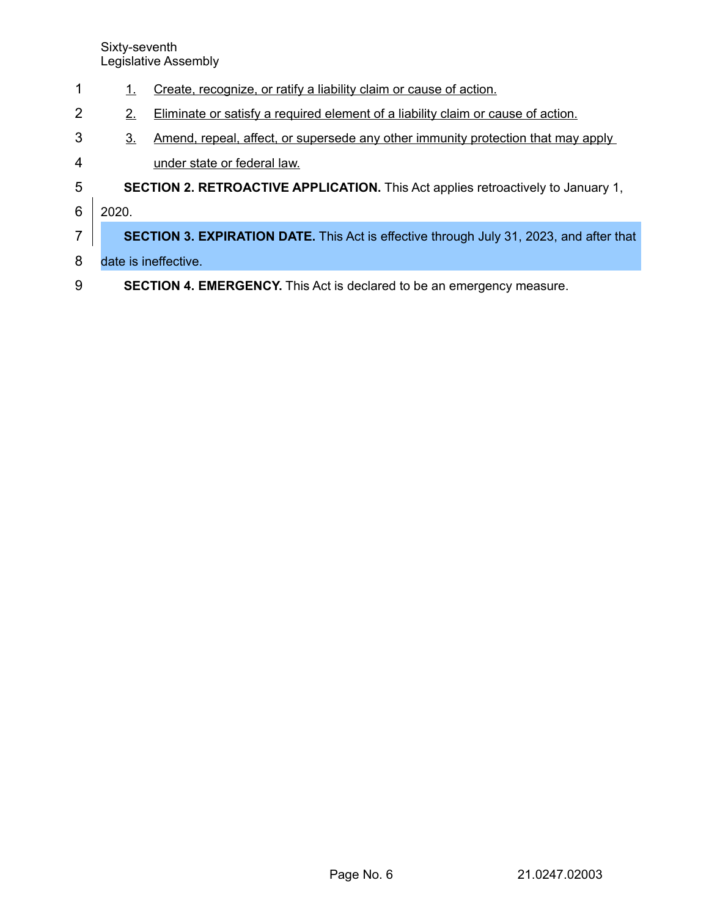1. Create, recognize, or ratify a liability claim or cause of action.
2. Eliminate or satisfy a required element of a liability claim or cause of action.
3. Amend, repeal, affect, or supersede any other immunity protection that may apply under state or federal law.

**SECTION 2. RETROACTIVE APPLICATION.** This Act applies retroactively to January 1, 2020.

**SECTION 3. EXPIRATION DATE.** This Act is effective through July 31, 2023, and after that date is ineffective.

**SECTION 4. EMERGENCY.** This Act is declared to be an emergency measure.